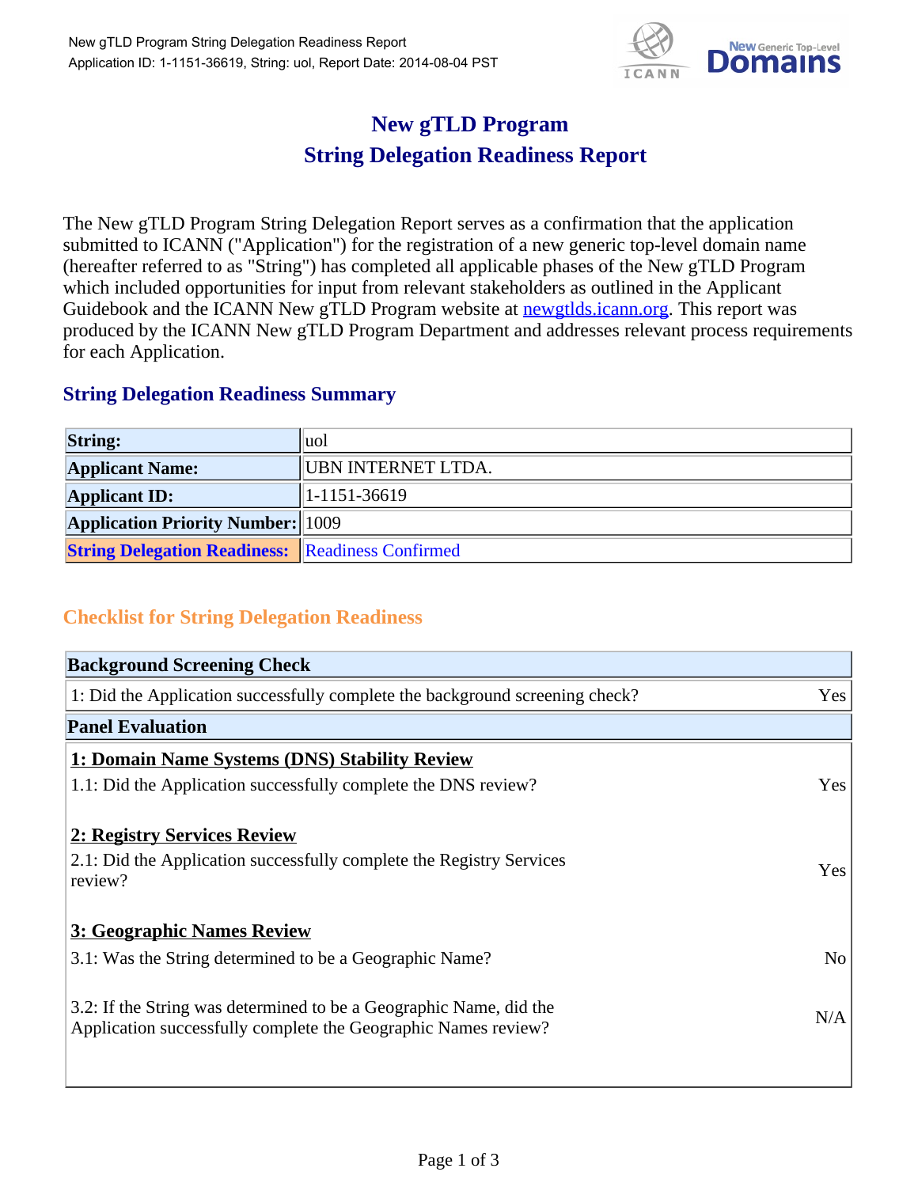# New gTLD Program
# String Delegation Readiness Report

The New gTLD Program String Delegation Report serves as a confirmation that the application submitted to ICANN ("Application") for the registration of a new generic top-level domain name (hereafter referred to as "String") has completed all applicable phases of the New gTLD Program which included opportunities for input from relevant stakeholders as outlined in the Applicant Guidebook and the ICANN New gTLD Program website at newgtlds.icann.org. This report was produced by the ICANN New gTLD Program Department and addresses relevant process requirements for each Application.

## String Delegation Readiness Summary

| | |
|---|---|
| **String:** | uol |
| **Applicant Name:** | UBN INTERNET LTDA. |
| **Applicant ID:** | 1-1151-36619 |
| **Application Priority Number:** | 1009 |
| **String Delegation Readiness:** | Readiness Confirmed |

## Checklist for String Delegation Readiness

| **Background Screening Check** | |
|---|---|
| 1: Did the Application successfully complete the background screening check? | Yes |

| **Panel Evaluation** | |
|---|---|
| **1: Domain Name Systems (DNS) Stability Review** | |
| 1.1: Did the Application successfully complete the DNS review? | Yes |
| **2: Registry Services Review** | |
| 2.1: Did the Application successfully complete the Registry Services review? | Yes |
| **3: Geographic Names Review** | |
| 3.1: Was the String determined to be a Geographic Name? | No |
| 3.2: If the String was determined to be a Geographic Name, did the Application successfully complete the Geographic Names review? | N/A |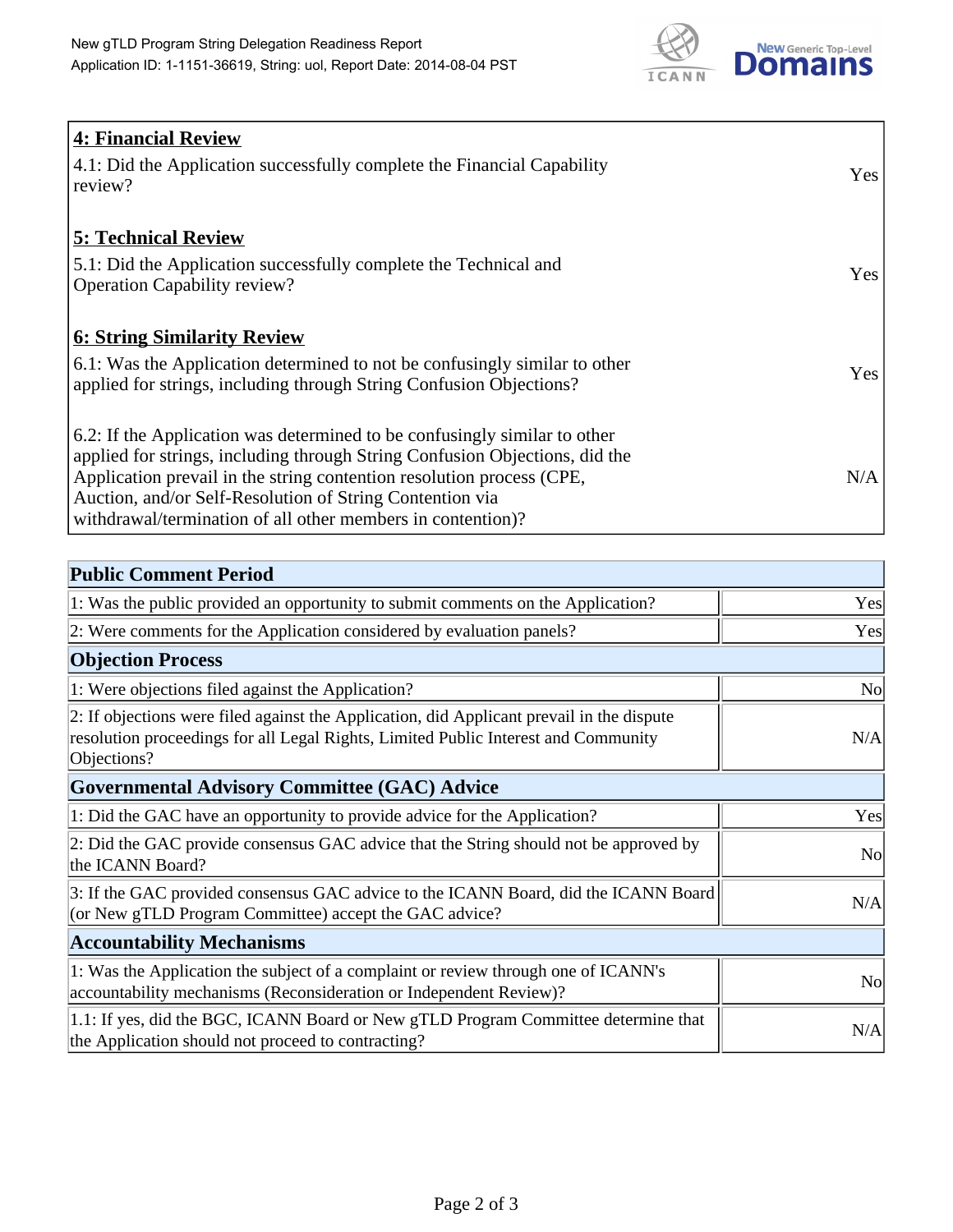| **4: Financial Review** | |
|---|---|
| 4.1: Did the Application successfully complete the Financial Capability review? | Yes |
| **5: Technical Review** | |
| 5.1: Did the Application successfully complete the Technical and Operation Capability review? | Yes |
| **6: String Similarity Review** | |
| 6.1: Was the Application determined to not be confusingly similar to other applied for strings, including through String Confusion Objections? | Yes |
| 6.2: If the Application was determined to be confusingly similar to other applied for strings, including through String Confusion Objections, did the Application prevail in the string contention resolution process (CPE, Auction, and/or Self-Resolution of String Contention via withdrawal/termination of all other members in contention)? | N/A |

| **Public Comment Period** | |
|---|---|
| 1: Was the public provided an opportunity to submit comments on the Application? | Yes |
| 2: Were comments for the Application considered by evaluation panels? | Yes |
| **Objection Process** | |
| 1: Were objections filed against the Application? | No |
| 2: If objections were filed against the Application, did Applicant prevail in the dispute resolution proceedings for all Legal Rights, Limited Public Interest and Community Objections? | N/A |
| **Governmental Advisory Committee (GAC) Advice** | |
| 1: Did the GAC have an opportunity to provide advice for the Application? | Yes |
| 2: Did the GAC provide consensus GAC advice that the String should not be approved by the ICANN Board? | No |
| 3: If the GAC provided consensus GAC advice to the ICANN Board, did the ICANN Board (or New gTLD Program Committee) accept the GAC advice? | N/A |
| **Accountability Mechanisms** | |
| 1: Was the Application the subject of a complaint or review through one of ICANN's accountability mechanisms (Reconsideration or Independent Review)? | No |
| 1.1: If yes, did the BGC, ICANN Board or New gTLD Program Committee determine that the Application should not proceed to contracting? | N/A |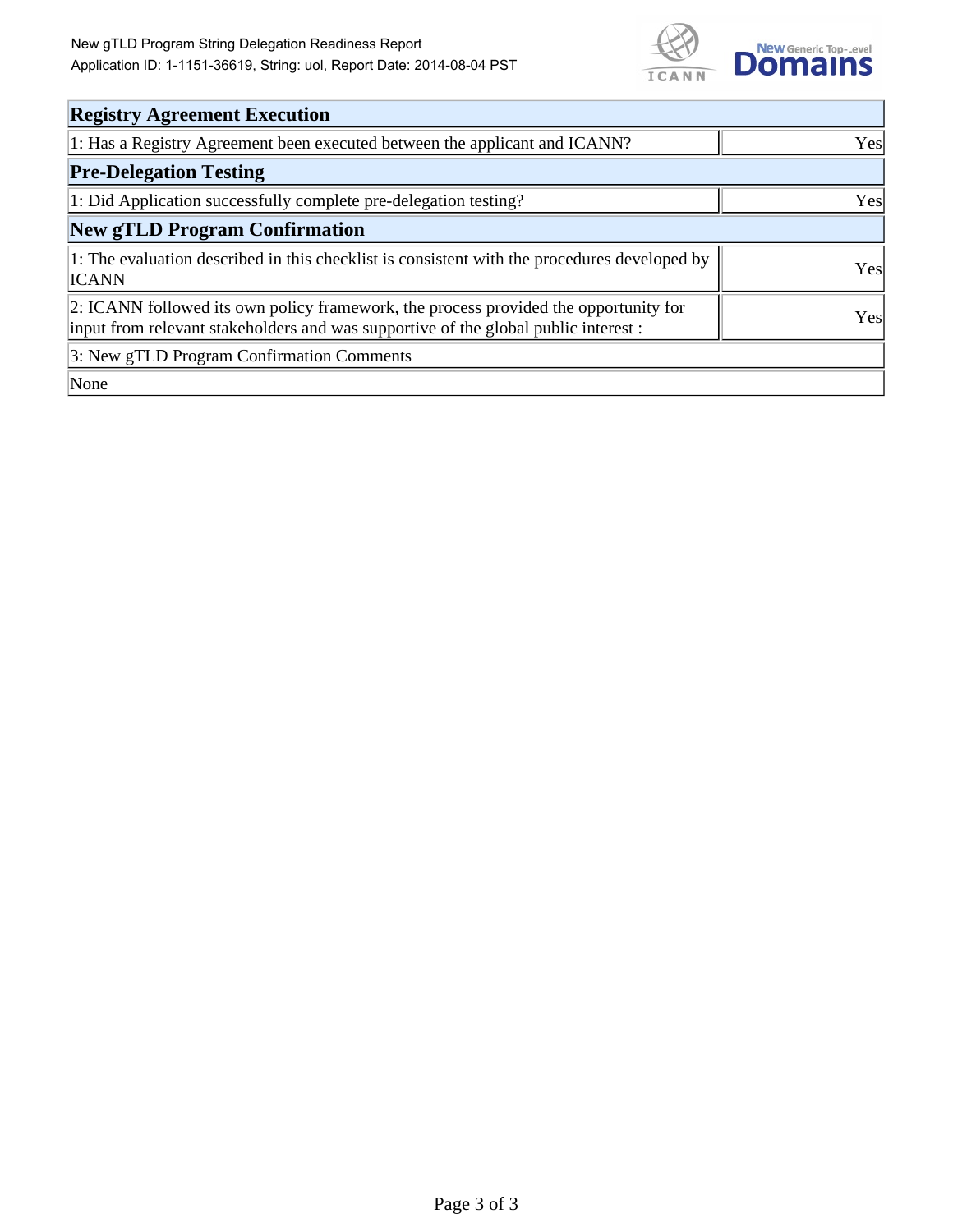## Registry Agreement Execution

| | |
|---|---|
| 1: Has a Registry Agreement been executed between the applicant and ICANN? | Yes |

## Pre-Delegation Testing

| | |
|---|---|
| 1: Did Application successfully complete pre-delegation testing? | Yes |

## New gTLD Program Confirmation

| | |
|---|---|
| 1: The evaluation described in this checklist is consistent with the procedures developed by ICANN | Yes |
| 2: ICANN followed its own policy framework, the process provided the opportunity for input from relevant stakeholders and was supportive of the global public interest : | Yes |

3: New gTLD Program Confirmation Comments

None